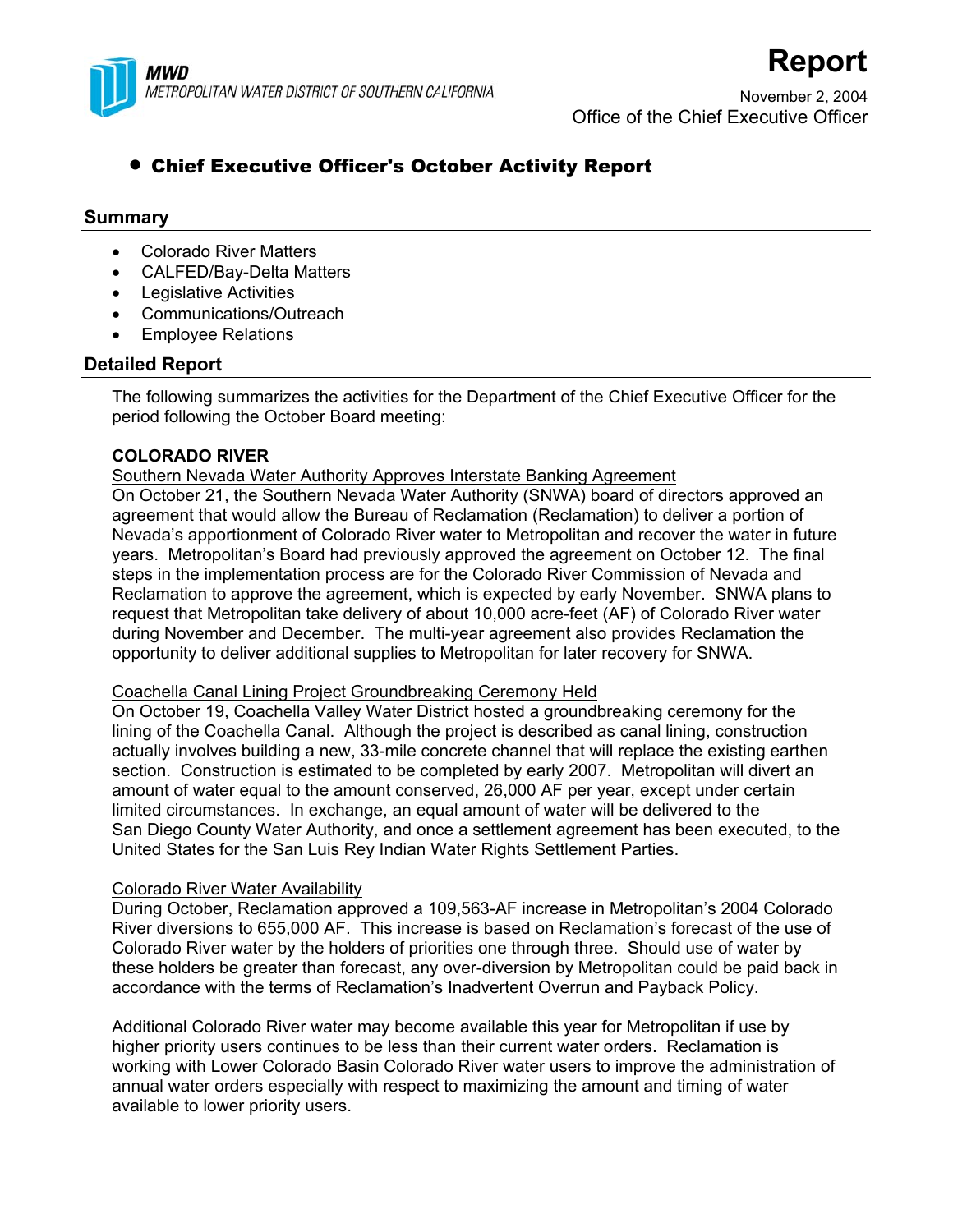**MWD**
*METROPOLITAN WATER DISTRICT OF SOUTHERN CALIFORNIA*

# Report

November 2, 2004
Office of the Chief Executive Officer

- **Chief Executive Officer's October Activity Report**

## Summary

- Colorado River Matters
- CALFED/Bay-Delta Matters
- Legislative Activities
- Communications/Outreach
- Employee Relations

## Detailed Report

The following summarizes the activities for the Department of the Chief Executive Officer for the period following the October Board meeting:

**COLORADO RIVER**

Southern Nevada Water Authority Approves Interstate Banking Agreement

On October 21, the Southern Nevada Water Authority (SNWA) board of directors approved an agreement that would allow the Bureau of Reclamation (Reclamation) to deliver a portion of Nevada's apportionment of Colorado River water to Metropolitan and recover the water in future years. Metropolitan's Board had previously approved the agreement on October 12. The final steps in the implementation process are for the Colorado River Commission of Nevada and Reclamation to approve the agreement, which is expected by early November. SNWA plans to request that Metropolitan take delivery of about 10,000 acre-feet (AF) of Colorado River water during November and December. The multi-year agreement also provides Reclamation the opportunity to deliver additional supplies to Metropolitan for later recovery for SNWA.

Coachella Canal Lining Project Groundbreaking Ceremony Held

On October 19, Coachella Valley Water District hosted a groundbreaking ceremony for the lining of the Coachella Canal. Although the project is described as canal lining, construction actually involves building a new, 33-mile concrete channel that will replace the existing earthen section. Construction is estimated to be completed by early 2007. Metropolitan will divert an amount of water equal to the amount conserved, 26,000 AF per year, except under certain limited circumstances. In exchange, an equal amount of water will be delivered to the San Diego County Water Authority, and once a settlement agreement has been executed, to the United States for the San Luis Rey Indian Water Rights Settlement Parties.

Colorado River Water Availability

During October, Reclamation approved a 109,563-AF increase in Metropolitan's 2004 Colorado River diversions to 655,000 AF. This increase is based on Reclamation's forecast of the use of Colorado River water by the holders of priorities one through three. Should use of water by these holders be greater than forecast, any over-diversion by Metropolitan could be paid back in accordance with the terms of Reclamation's Inadvertent Overrun and Payback Policy.

Additional Colorado River water may become available this year for Metropolitan if use by higher priority users continues to be less than their current water orders. Reclamation is working with Lower Colorado Basin Colorado River water users to improve the administration of annual water orders especially with respect to maximizing the amount and timing of water available to lower priority users.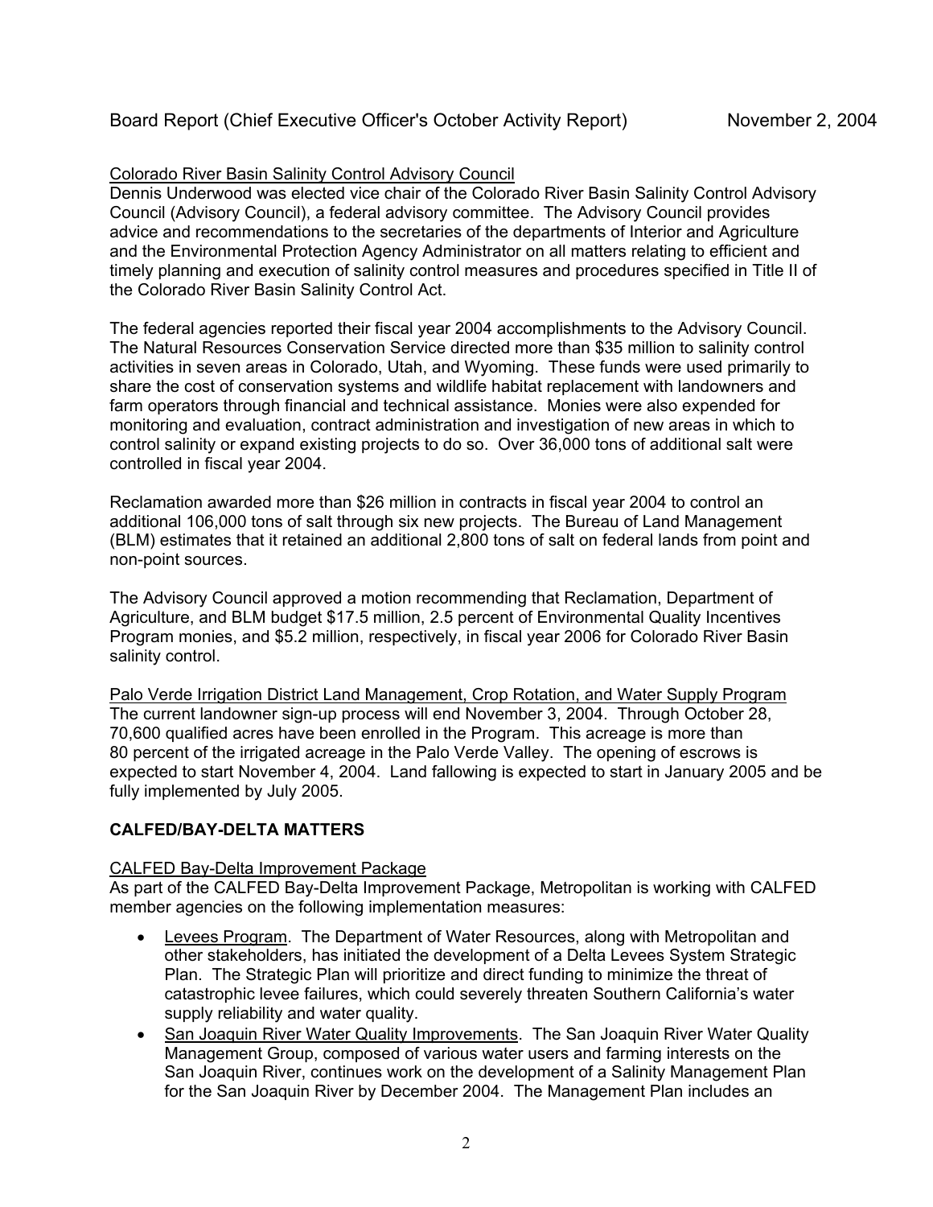Colorado River Basin Salinity Control Advisory Council

Dennis Underwood was elected vice chair of the Colorado River Basin Salinity Control Advisory Council (Advisory Council), a federal advisory committee. The Advisory Council provides advice and recommendations to the secretaries of the departments of Interior and Agriculture and the Environmental Protection Agency Administrator on all matters relating to efficient and timely planning and execution of salinity control measures and procedures specified in Title II of the Colorado River Basin Salinity Control Act.

The federal agencies reported their fiscal year 2004 accomplishments to the Advisory Council. The Natural Resources Conservation Service directed more than $35 million to salinity control activities in seven areas in Colorado, Utah, and Wyoming. These funds were used primarily to share the cost of conservation systems and wildlife habitat replacement with landowners and farm operators through financial and technical assistance. Monies were also expended for monitoring and evaluation, contract administration and investigation of new areas in which to control salinity or expand existing projects to do so. Over 36,000 tons of additional salt were controlled in fiscal year 2004.

Reclamation awarded more than $26 million in contracts in fiscal year 2004 to control an additional 106,000 tons of salt through six new projects. The Bureau of Land Management (BLM) estimates that it retained an additional 2,800 tons of salt on federal lands from point and non-point sources.

The Advisory Council approved a motion recommending that Reclamation, Department of Agriculture, and BLM budget $17.5 million, 2.5 percent of Environmental Quality Incentives Program monies, and $5.2 million, respectively, in fiscal year 2006 for Colorado River Basin salinity control.

Palo Verde Irrigation District Land Management, Crop Rotation, and Water Supply Program

The current landowner sign-up process will end November 3, 2004. Through October 28, 70,600 qualified acres have been enrolled in the Program. This acreage is more than 80 percent of the irrigated acreage in the Palo Verde Valley. The opening of escrows is expected to start November 4, 2004. Land fallowing is expected to start in January 2005 and be fully implemented by July 2005.

## CALFED/BAY-DELTA MATTERS

CALFED Bay-Delta Improvement Package

As part of the CALFED Bay-Delta Improvement Package, Metropolitan is working with CALFED member agencies on the following implementation measures:

- Levees Program. The Department of Water Resources, along with Metropolitan and other stakeholders, has initiated the development of a Delta Levees System Strategic Plan. The Strategic Plan will prioritize and direct funding to minimize the threat of catastrophic levee failures, which could severely threaten Southern California's water supply reliability and water quality.
- San Joaquin River Water Quality Improvements. The San Joaquin River Water Quality Management Group, composed of various water users and farming interests on the San Joaquin River, continues work on the development of a Salinity Management Plan for the San Joaquin River by December 2004. The Management Plan includes an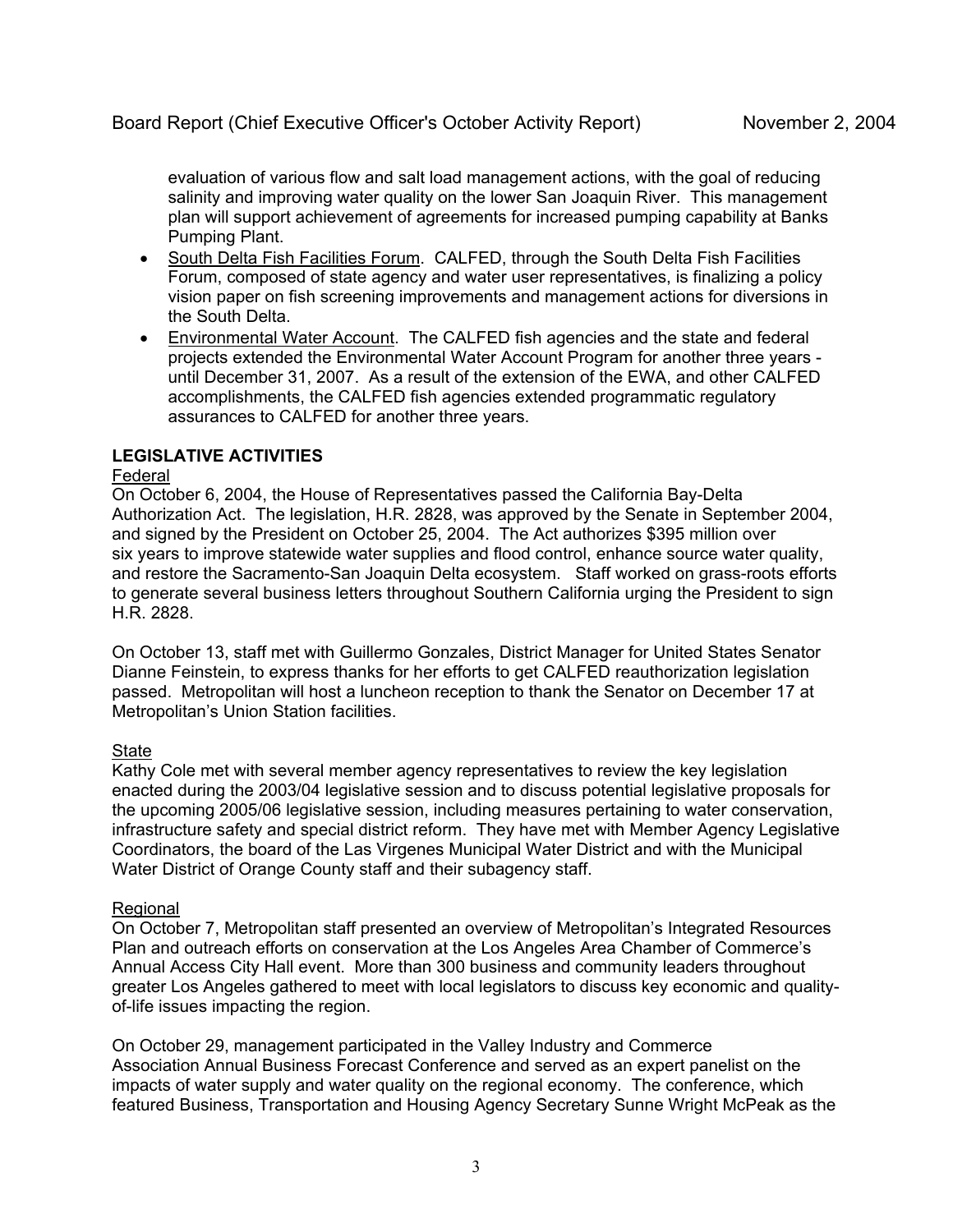evaluation of various flow and salt load management actions, with the goal of reducing salinity and improving water quality on the lower San Joaquin River. This management plan will support achievement of agreements for increased pumping capability at Banks Pumping Plant.

- South Delta Fish Facilities Forum. CALFED, through the South Delta Fish Facilities Forum, composed of state agency and water user representatives, is finalizing a policy vision paper on fish screening improvements and management actions for diversions in the South Delta.
- Environmental Water Account. The CALFED fish agencies and the state and federal projects extended the Environmental Water Account Program for another three years - until December 31, 2007. As a result of the extension of the EWA, and other CALFED accomplishments, the CALFED fish agencies extended programmatic regulatory assurances to CALFED for another three years.

**LEGISLATIVE ACTIVITIES**

Federal

On October 6, 2004, the House of Representatives passed the California Bay-Delta Authorization Act. The legislation, H.R. 2828, was approved by the Senate in September 2004, and signed by the President on October 25, 2004. The Act authorizes $395 million over six years to improve statewide water supplies and flood control, enhance source water quality, and restore the Sacramento-San Joaquin Delta ecosystem. Staff worked on grass-roots efforts to generate several business letters throughout Southern California urging the President to sign H.R. 2828.

On October 13, staff met with Guillermo Gonzales, District Manager for United States Senator Dianne Feinstein, to express thanks for her efforts to get CALFED reauthorization legislation passed. Metropolitan will host a luncheon reception to thank the Senator on December 17 at Metropolitan's Union Station facilities.

State

Kathy Cole met with several member agency representatives to review the key legislation enacted during the 2003/04 legislative session and to discuss potential legislative proposals for the upcoming 2005/06 legislative session, including measures pertaining to water conservation, infrastructure safety and special district reform. They have met with Member Agency Legislative Coordinators, the board of the Las Virgenes Municipal Water District and with the Municipal Water District of Orange County staff and their subagency staff.

Regional

On October 7, Metropolitan staff presented an overview of Metropolitan's Integrated Resources Plan and outreach efforts on conservation at the Los Angeles Area Chamber of Commerce's Annual Access City Hall event. More than 300 business and community leaders throughout greater Los Angeles gathered to meet with local legislators to discuss key economic and quality-of-life issues impacting the region.

On October 29, management participated in the Valley Industry and Commerce Association Annual Business Forecast Conference and served as an expert panelist on the impacts of water supply and water quality on the regional economy. The conference, which featured Business, Transportation and Housing Agency Secretary Sunne Wright McPeak as the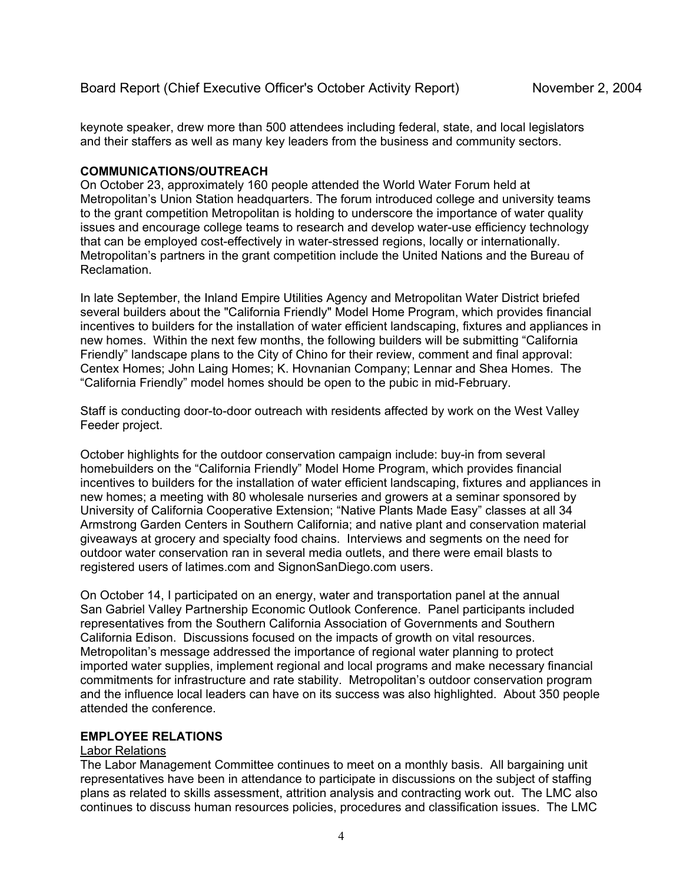keynote speaker, drew more than 500 attendees including federal, state, and local legislators and their staffers as well as many key leaders from the business and community sectors.

**COMMUNICATIONS/OUTREACH**

On October 23, approximately 160 people attended the World Water Forum held at Metropolitan's Union Station headquarters. The forum introduced college and university teams to the grant competition Metropolitan is holding to underscore the importance of water quality issues and encourage college teams to research and develop water-use efficiency technology that can be employed cost-effectively in water-stressed regions, locally or internationally. Metropolitan's partners in the grant competition include the United Nations and the Bureau of Reclamation.

In late September, the Inland Empire Utilities Agency and Metropolitan Water District briefed several builders about the "California Friendly" Model Home Program, which provides financial incentives to builders for the installation of water efficient landscaping, fixtures and appliances in new homes. Within the next few months, the following builders will be submitting "California Friendly" landscape plans to the City of Chino for their review, comment and final approval: Centex Homes; John Laing Homes; K. Hovnanian Company; Lennar and Shea Homes. The "California Friendly" model homes should be open to the pubic in mid-February.

Staff is conducting door-to-door outreach with residents affected by work on the West Valley Feeder project.

October highlights for the outdoor conservation campaign include: buy-in from several homebuilders on the "California Friendly" Model Home Program, which provides financial incentives to builders for the installation of water efficient landscaping, fixtures and appliances in new homes; a meeting with 80 wholesale nurseries and growers at a seminar sponsored by University of California Cooperative Extension; "Native Plants Made Easy" classes at all 34 Armstrong Garden Centers in Southern California; and native plant and conservation material giveaways at grocery and specialty food chains. Interviews and segments on the need for outdoor water conservation ran in several media outlets, and there were email blasts to registered users of latimes.com and SignonSanDiego.com users.

On October 14, I participated on an energy, water and transportation panel at the annual San Gabriel Valley Partnership Economic Outlook Conference. Panel participants included representatives from the Southern California Association of Governments and Southern California Edison. Discussions focused on the impacts of growth on vital resources. Metropolitan's message addressed the importance of regional water planning to protect imported water supplies, implement regional and local programs and make necessary financial commitments for infrastructure and rate stability. Metropolitan's outdoor conservation program and the influence local leaders can have on its success was also highlighted. About 350 people attended the conference.

**EMPLOYEE RELATIONS**

<u>Labor Relations</u>

The Labor Management Committee continues to meet on a monthly basis. All bargaining unit representatives have been in attendance to participate in discussions on the subject of staffing plans as related to skills assessment, attrition analysis and contracting work out. The LMC also continues to discuss human resources policies, procedures and classification issues. The LMC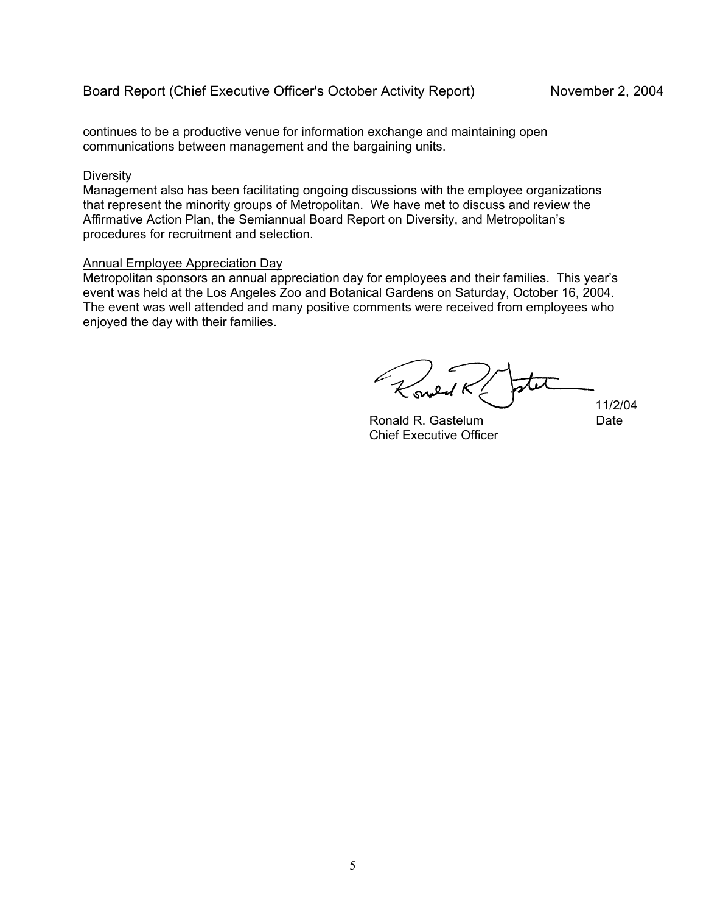continues to be a productive venue for information exchange and maintaining open communications between management and the bargaining units.

Diversity

Management also has been facilitating ongoing discussions with the employee organizations that represent the minority groups of Metropolitan. We have met to discuss and review the Affirmative Action Plan, the Semiannual Board Report on Diversity, and Metropolitan's procedures for recruitment and selection.

Annual Employee Appreciation Day

Metropolitan sponsors an annual appreciation day for employees and their families. This year's event was held at the Los Angeles Zoo and Botanical Gardens on Saturday, October 16, 2004. The event was well attended and many positive comments were received from employees who enjoyed the day with their families.

11/2/04

Ronald R. Gastelum
Chief Executive Officer

Date